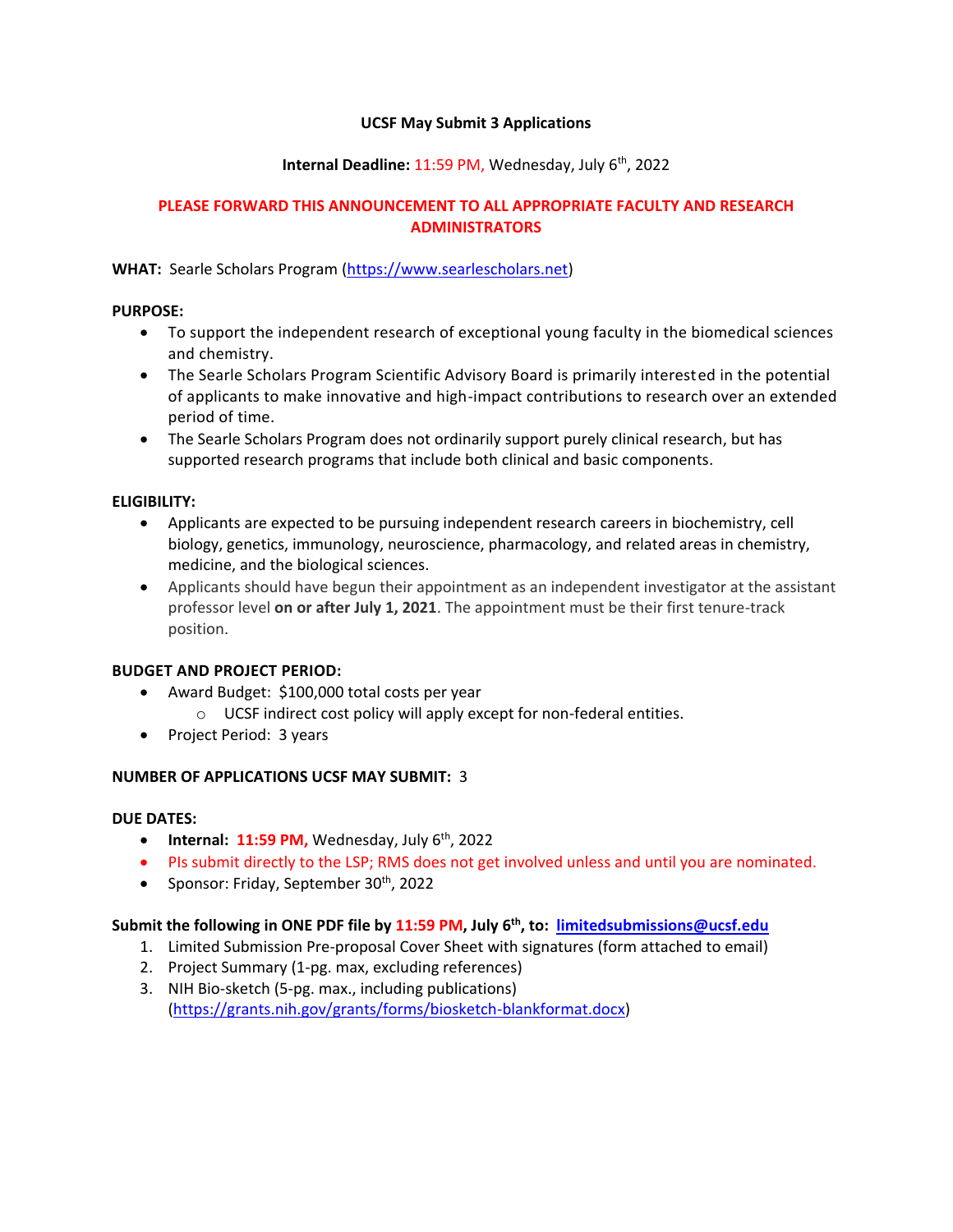**UCSF May Submit 3 Applications**

**Internal Deadline:** 11:59 PM, Wednesday, July 6th, 2022

**PLEASE FORWARD THIS ANNOUNCEMENT TO ALL APPROPRIATE FACULTY AND RESEARCH ADMINISTRATORS**

**WHAT:** Searle Scholars Program (https://www.searlescholars.net)

**PURPOSE:**

- To support the independent research of exceptional young faculty in the biomedical sciences and chemistry.
- The Searle Scholars Program Scientific Advisory Board is primarily interested in the potential of applicants to make innovative and high-impact contributions to research over an extended period of time.
- The Searle Scholars Program does not ordinarily support purely clinical research, but has supported research programs that include both clinical and basic components.

**ELIGIBILITY:**

- Applicants are expected to be pursuing independent research careers in biochemistry, cell biology, genetics, immunology, neuroscience, pharmacology, and related areas in chemistry, medicine, and the biological sciences.
- Applicants should have begun their appointment as an independent investigator at the assistant professor level **on or after July 1, 2021**. The appointment must be their first tenure-track position.

**BUDGET AND PROJECT PERIOD:**

- Award Budget: $100,000 total costs per year
  - UCSF indirect cost policy will apply except for non-federal entities.
- Project Period: 3 years

**NUMBER OF APPLICATIONS UCSF MAY SUBMIT:** 3

**DUE DATES:**

- **Internal:** **11:59 PM,** Wednesday, July 6th, 2022
- PIs submit directly to the LSP; RMS does not get involved unless and until you are nominated.
- Sponsor: Friday, September 30th, 2022

**Submit the following in ONE PDF file by 11:59 PM, July 6th, to: limitedsubmissions@ucsf.edu**

1. Limited Submission Pre-proposal Cover Sheet with signatures (form attached to email)
2. Project Summary (1-pg. max, excluding references)
3. NIH Bio-sketch (5-pg. max., including publications) (https://grants.nih.gov/grants/forms/biosketch-blankformat.docx)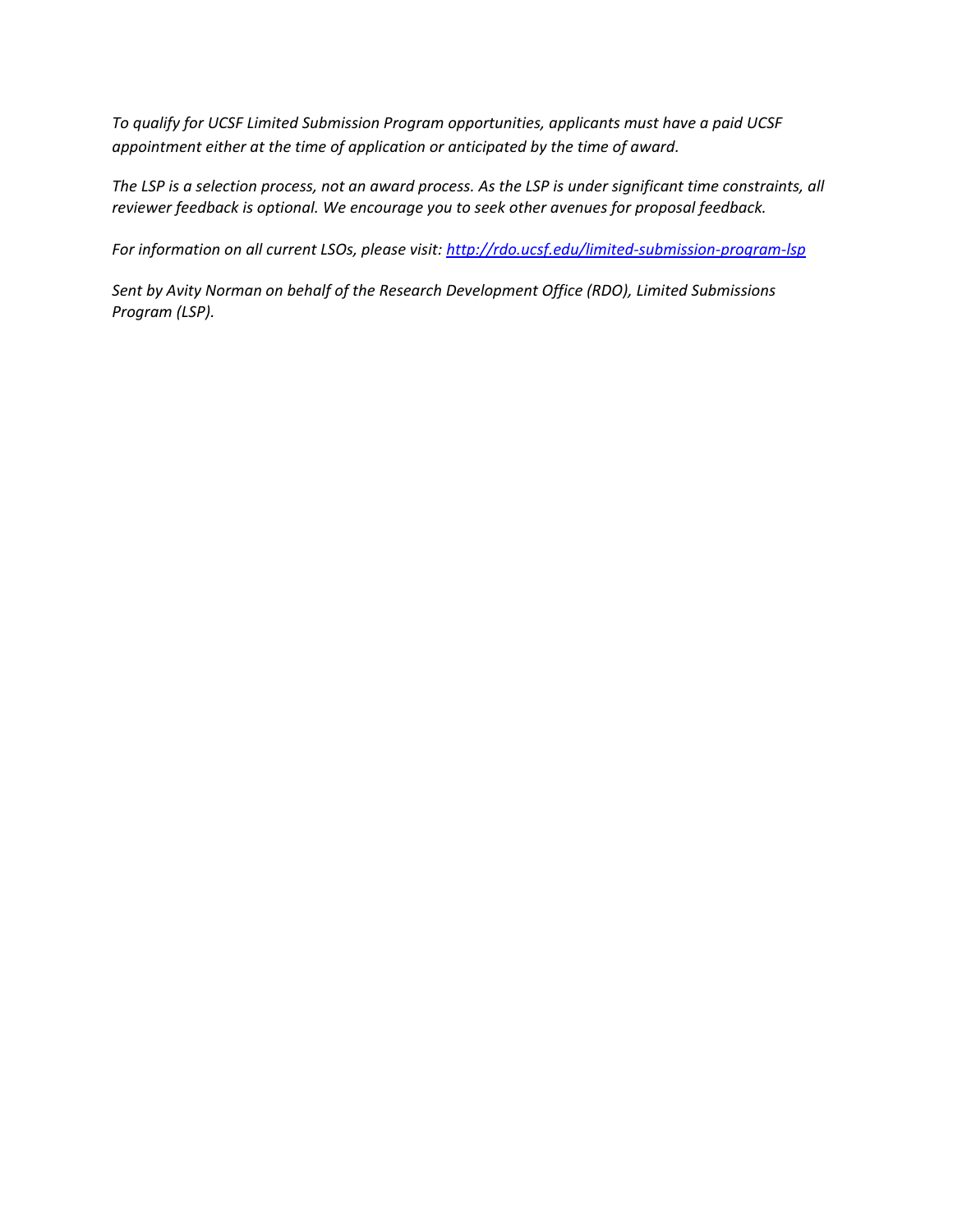*To qualify for UCSF Limited Submission Program opportunities, applicants must have a paid UCSF appointment either at the time of application or anticipated by the time of award.*

*The LSP is a selection process, not an award process. As the LSP is under significant time constraints, all reviewer feedback is optional. We encourage you to seek other avenues for proposal feedback.*

*For information on all current LSOs, please visit: [http://rdo.ucsf.edu/limited-submission-program-lsp](http://rdo.ucsf.edu/limited-submission-program-lsp)*

*Sent by Avity Norman on behalf of the Research Development Office (RDO), Limited Submissions Program (LSP).*